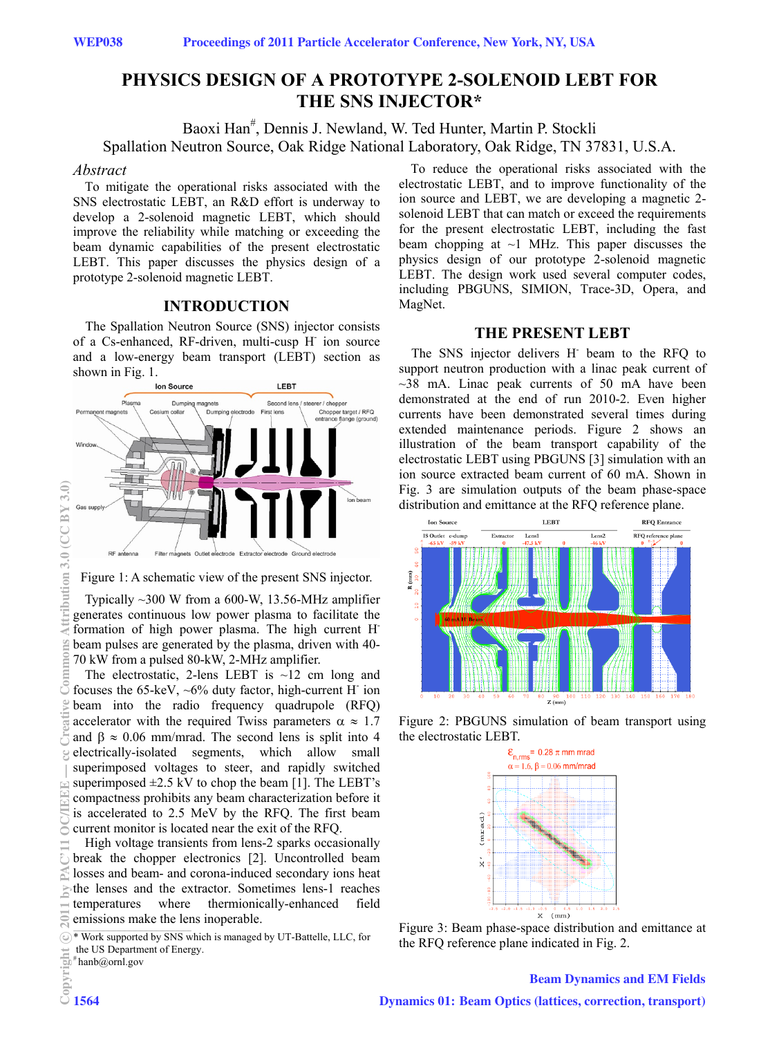# PHYSICS DESIGN OF A PROTOTYPE 2-SOLENOID LEBT FOR THE SNS INJECTOR*

Baoxi Han#, Dennis J. Newland, W. Ted Hunter, Martin P. Stockli
Spallation Neutron Source, Oak Ridge National Laboratory, Oak Ridge, TN 37831, U.S.A.

## *Abstract*

To mitigate the operational risks associated with the SNS electrostatic LEBT, an R&D effort is underway to develop a 2-solenoid magnetic LEBT, which should improve the reliability while matching or exceeding the beam dynamic capabilities of the present electrostatic LEBT. This paper discusses the physics design of a prototype 2-solenoid magnetic LEBT.

## INTRODUCTION

The Spallation Neutron Source (SNS) injector consists of a Cs-enhanced, RF-driven, multi-cusp $H^-$ ion source and a low-energy beam transport (LEBT) section as shown in Fig. 1.

Figure 1: A schematic view of the present SNS injector.

Typically ~300 W from a 600-W, 13.56-MHz amplifier generates continuous low power plasma to facilitate the formation of high power plasma. The high current $H^-$ beam pulses are generated by the plasma, driven with 40-70 kW from a pulsed 80-kW, 2-MHz amplifier.

The electrostatic, 2-lens LEBT is ~12 cm long and focuses the 65-keV, ~6% duty factor, high-current $H^-$ ion beam into the radio frequency quadrupole (RFQ) accelerator with the required Twiss parameters $\alpha \approx 1.7$ and $\beta \approx 0.06$ mm/mrad. The second lens is split into 4 electrically-isolated segments, which allow small superimposed voltages to steer, and rapidly switched superimposed ±2.5 kV to chop the beam [1]. The LEBT's compactness prohibits any beam characterization before it is accelerated to 2.5 MeV by the RFQ. The first beam current monitor is located near the exit of the RFQ.

High voltage transients from lens-2 sparks occasionally break the chopper electronics [2]. Uncontrolled beam losses and beam- and corona-induced secondary ions heat the lenses and the extractor. Sometimes lens-1 reaches temperatures where thermionically-enhanced field emissions make the lens inoperable.

To reduce the operational risks associated with the electrostatic LEBT, and to improve functionality of the ion source and LEBT, we are developing a magnetic 2-solenoid LEBT that can match or exceed the requirements for the present electrostatic LEBT, including the fast beam chopping at ~1 MHz. This paper discusses the physics design of our prototype 2-solenoid magnetic LEBT. The design work used several codes, including PBGUNS, SIMION, Trace-3D, Opera, and MagNet.

## THE PRESENT LEBT

The SNS injector delivers $H^-$ beam to the RFQ to support neutron production with a linac peak current of ~38 mA. Linac peak currents of 50 mA have been demonstrated at the end of run 2010-2. Even higher currents have been demonstrated several times during extended maintenance periods. Figure 2 shows an illustration of the beam transport capability of the electrostatic LEBT using PBGUNS [3] simulation with an ion source extracted beam current of 60 mA. Shown in Fig. 3 are simulation outputs of the beam phase-space distribution and emittance at the RFQ reference plane.

Figure 2: PBGUNS simulation of beam transport using the electrostatic LEBT.

Figure 3: Beam phase-space distribution and emittance at the RFQ reference plane indicated in Fig. 2.

---

* Work supported by SNS which is managed by UT-Battelle, LLC, for the US Department of Energy.
# hanb@ornl.gov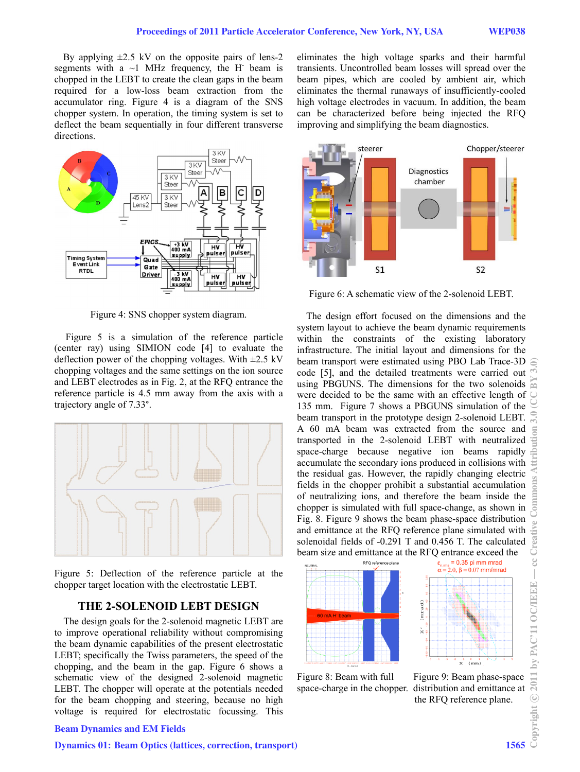By applying ±2.5 kV on the opposite pairs of lens-2 segments with a ~1 MHz frequency, the $H^-$ beam is chopped in the LEBT to create the clean gaps in the beam required for a low-loss beam extraction from the accumulator ring. Figure 4 is a diagram of the SNS chopper system. In operation, the timing system is set to deflect the beam sequentially in four different transverse directions.

Figure 4: SNS chopper system diagram.

Figure 5 is a simulation of the reference particle (center ray) using SIMION code [4] to evaluate the deflection power of the chopping voltages. With ±2.5 kV chopping voltages and the same settings on the ion source and LEBT electrodes as in Fig. 2, at the RFQ entrance the reference particle is 4.5 mm away from the axis with a trajectory angle of 7.33°.

Figure 5: Deflection of the reference particle at the chopper target location with the electrostatic LEBT.

## THE 2-SOLENOID LEBT DESIGN

The design goals for the 2-solenoid magnetic LEBT are to improve operational reliability without compromising the beam dynamic capabilities of the present electrostatic LEBT; specifically the Twiss parameters, the speed of the chopping, and the beam in the gap. Figure 6 shows a schematic view of the designed 2-solenoid magnetic LEBT. The chopper will operate at the potentials needed for the beam chopping and steering, because no high voltage is required for electrostatic focussing. This eliminates the high voltage sparks and their harmful transients. Uncontrolled beam losses will spread over the beam pipes, which are cooled by ambient air, which eliminates the thermal runaways of insufficiently-cooled high voltage electrodes in vacuum. In addition, the beam can be characterized before being injected the RFQ improving and simplifying the beam diagnostics.

Figure 6: A schematic view of the 2-solenoid LEBT.

The design effort focused on the dimensions and the system layout to achieve the beam dynamic requirements within the constraints of the existing laboratory infrastructure. The initial layout and dimensions for the beam transport were estimated using PBO Lab Trace-3D code [5], and the detailed treatments were carried out using PBGUNS. The dimensions for the two solenoids were decided to be the same with an effective length of 135 mm. Figure 7 shows a PBGUNS simulation of the beam transport in the prototype design 2-solenoid LEBT. A 60 mA beam was extracted from the source and transported in the 2-solenoid LEBT with neutralized space-charge because negative ion beams rapidly accumulate the secondary ions produced in collisions with the residual gas. However, the rapidly changing electric fields in the chopper prohibit a substantial accumulation of neutralizing ions, and therefore the beam inside the chopper is simulated with full space-change, as shown in Fig. 8. Figure 9 shows the beam phase-space distribution and emittance at the RFQ reference plane simulated with solenoidal fields of -0.291 T and 0.456 T. The calculated beam size and emittance at the RFQ entrance exceed the

Figure 8: Beam with full space-charge in the chopper.

Figure 9: Beam phase-space distribution and emittance at the RFQ reference plane.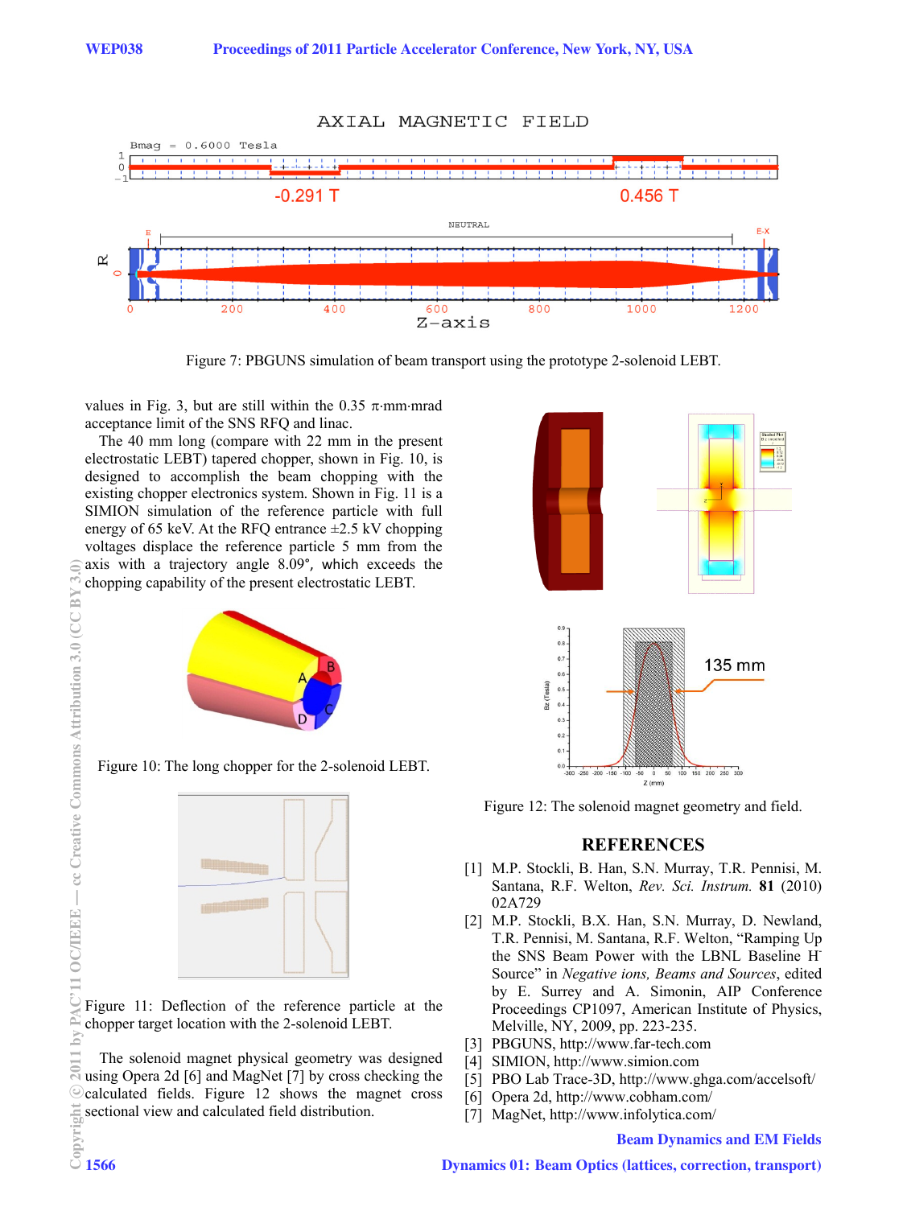AXIAL MAGNETIC FIELD

Bmag = 0.6000 Tesla

-0.291 T

0.456 T

NEUTRAL

Z-axis

Figure 7: PBGUNS simulation of beam transport using the prototype 2-solenoid LEBT.

values in Fig. 3, but are still within the 0.35 $\pi$·mm·mrad acceptance limit of the SNS RFQ and linac.

The 40 mm long (compare with 22 mm in the present electrostatic LEBT) tapered chopper, shown in Fig. 10, is designed to accomplish the beam chopping with the existing chopper electronics system. Shown in Fig. 11 is a SIMION simulation of the reference particle with full energy of 65 keV. At the RFQ entrance ±2.5 kV chopping voltages displace the reference particle 5 mm from the axis with a trajectory angle 8.09°, which exceeds the chopping capability of the present electrostatic LEBT.

Figure 10: The long chopper for the 2-solenoid LEBT.

Figure 11: Deflection of the reference particle at the chopper target location with the 2-solenoid LEBT.

The solenoid magnet physical geometry was designed using Opera 2d [6] and MagNet [7] by cross checking the calculated fields. Figure 12 shows the magnet cross sectional view and calculated field distribution.

135 mm

Bz (Tesla)

Z (mm)

Figure 12: The solenoid magnet geometry and field.

## REFERENCES

[1] M.P. Stockli, B. Han, S.N. Murray, T.R. Pennisi, M. Santana, R.F. Welton, *Rev. Sci. Instrum.* **81** (2010) 02A729

[2] M.P. Stockli, B.X. Han, S.N. Murray, D. Newland, T.R. Pennisi, M. Santana, R.F. Welton, "Ramping Up the SNS Beam Power with the LBNL Baseline H⁻ Source" in *Negative ions, Beams and Sources*, edited by E. Surrey and A. Simonin, AIP Conference Proceedings CP1097, American Institute of Physics, Melville, NY, 2009, pp. 223-235.

[3] PBGUNS, http://www.far-tech.com

[4] SIMION, http://www.simion.com

[5] PBO Lab Trace-3D, http://www.ghga.com/accelsoft/

[6] Opera 2d, http://www.cobham.com/

[7] MagNet, http://www.infolytica.com/